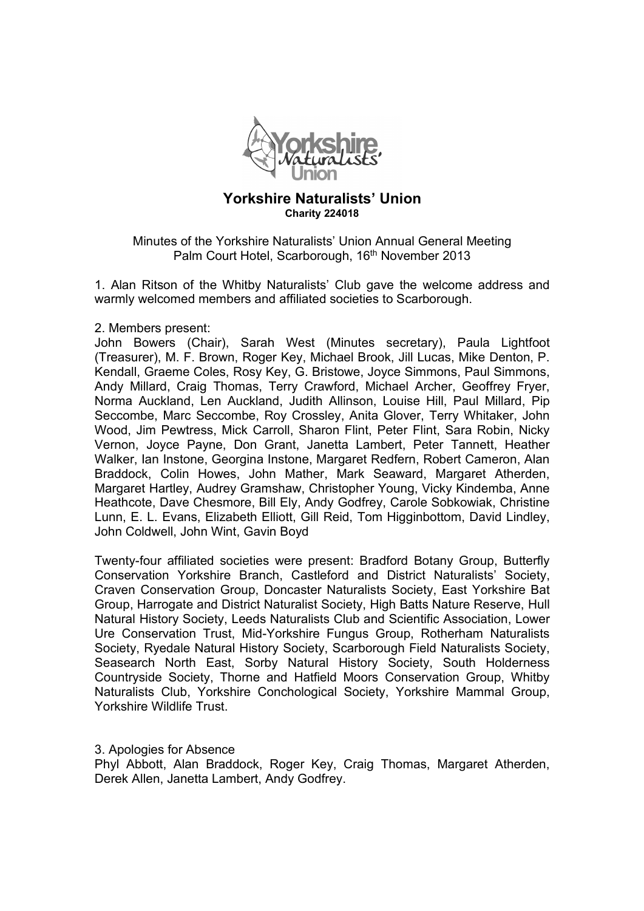# Yorkshire Naturalists' Union

**Charity 224018**

Minutes of the Yorkshire Naturalists' Union Annual General Meeting
Palm Court Hotel, Scarborough, 16th November 2013

1. Alan Ritson of the Whitby Naturalists' Club gave the welcome address and warmly welcomed members and affiliated societies to Scarborough.

2. Members present:
John Bowers (Chair), Sarah West (Minutes secretary), Paula Lightfoot (Treasurer), M. F. Brown, Roger Key, Michael Brook, Jill Lucas, Mike Denton, P. Kendall, Graeme Coles, Rosy Key, G. Bristowe, Joyce Simmons, Paul Simmons, Andy Millard, Craig Thomas, Terry Crawford, Michael Archer, Geoffrey Fryer, Norma Auckland, Len Auckland, Judith Allinson, Louise Hill, Paul Millard, Pip Seccombe, Marc Seccombe, Roy Crossley, Anita Glover, Terry Whitaker, John Wood, Jim Pewtress, Mick Carroll, Sharon Flint, Peter Flint, Sara Robin, Nicky Vernon, Joyce Payne, Don Grant, Janetta Lambert, Peter Tannett, Heather Walker, Ian Instone, Georgina Instone, Margaret Redfern, Robert Cameron, Alan Braddock, Colin Howes, John Mather, Mark Seaward, Margaret Atherden, Margaret Hartley, Audrey Gramshaw, Christopher Young, Vicky Kindemba, Anne Heathcote, Dave Chesmore, Bill Ely, Andy Godfrey, Carole Sobkowiak, Christine Lunn, E. L. Evans, Elizabeth Elliott, Gill Reid, Tom Higginbottom, David Lindley, John Coldwell, John Wint, Gavin Boyd

Twenty-four affiliated societies were present: Bradford Botany Group, Butterfly Conservation Yorkshire Branch, Castleford and District Naturalists' Society, Craven Conservation Group, Doncaster Naturalists Society, East Yorkshire Bat Group, Harrogate and District Naturalist Society, High Batts Nature Reserve, Hull Natural History Society, Leeds Naturalists Club and Scientific Association, Lower Ure Conservation Trust, Mid-Yorkshire Fungus Group, Rotherham Naturalists Society, Ryedale Natural History Society, Scarborough Field Naturalists Society, Seasearch North East, Sorby Natural History Society, South Holderness Countryside Society, Thorne and Hatfield Moors Conservation Group, Whitby Naturalists Club, Yorkshire Conchological Society, Yorkshire Mammal Group, Yorkshire Wildlife Trust.

3. Apologies for Absence
Phyl Abbott, Alan Braddock, Roger Key, Craig Thomas, Margaret Atherden, Derek Allen, Janetta Lambert, Andy Godfrey.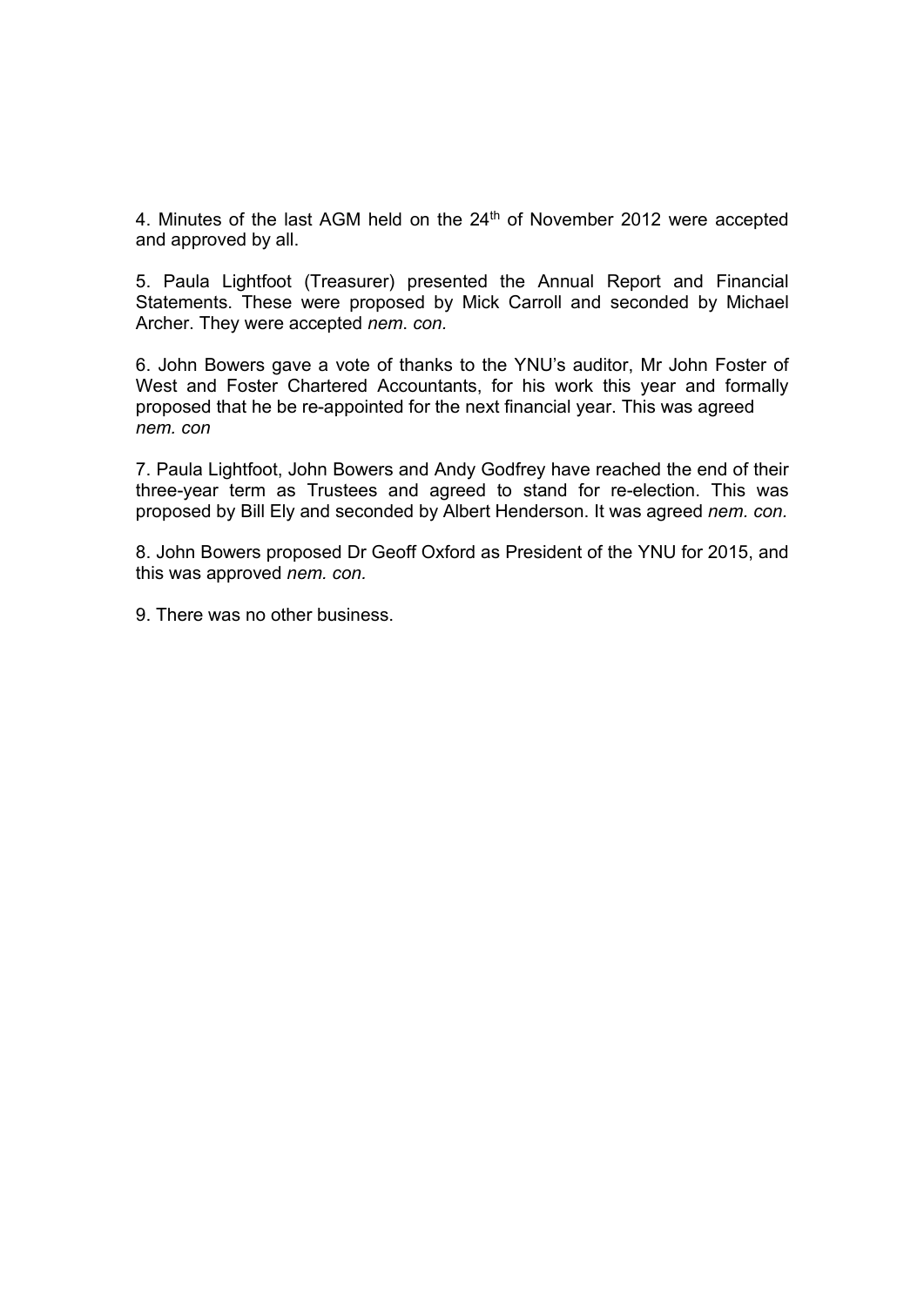4. Minutes of the last AGM held on the 24th of November 2012 were accepted and approved by all.

5. Paula Lightfoot (Treasurer) presented the Annual Report and Financial Statements. These were proposed by Mick Carroll and seconded by Michael Archer. They were accepted *nem. con.*

6. John Bowers gave a vote of thanks to the YNU's auditor, Mr John Foster of West and Foster Chartered Accountants, for his work this year and formally proposed that he be re-appointed for the next financial year. This was agreed *nem. con*

7. Paula Lightfoot, John Bowers and Andy Godfrey have reached the end of their three-year term as Trustees and agreed to stand for re-election. This was proposed by Bill Ely and seconded by Albert Henderson. It was agreed *nem. con.*

8. John Bowers proposed Dr Geoff Oxford as President of the YNU for 2015, and this was approved *nem. con.*

9. There was no other business.